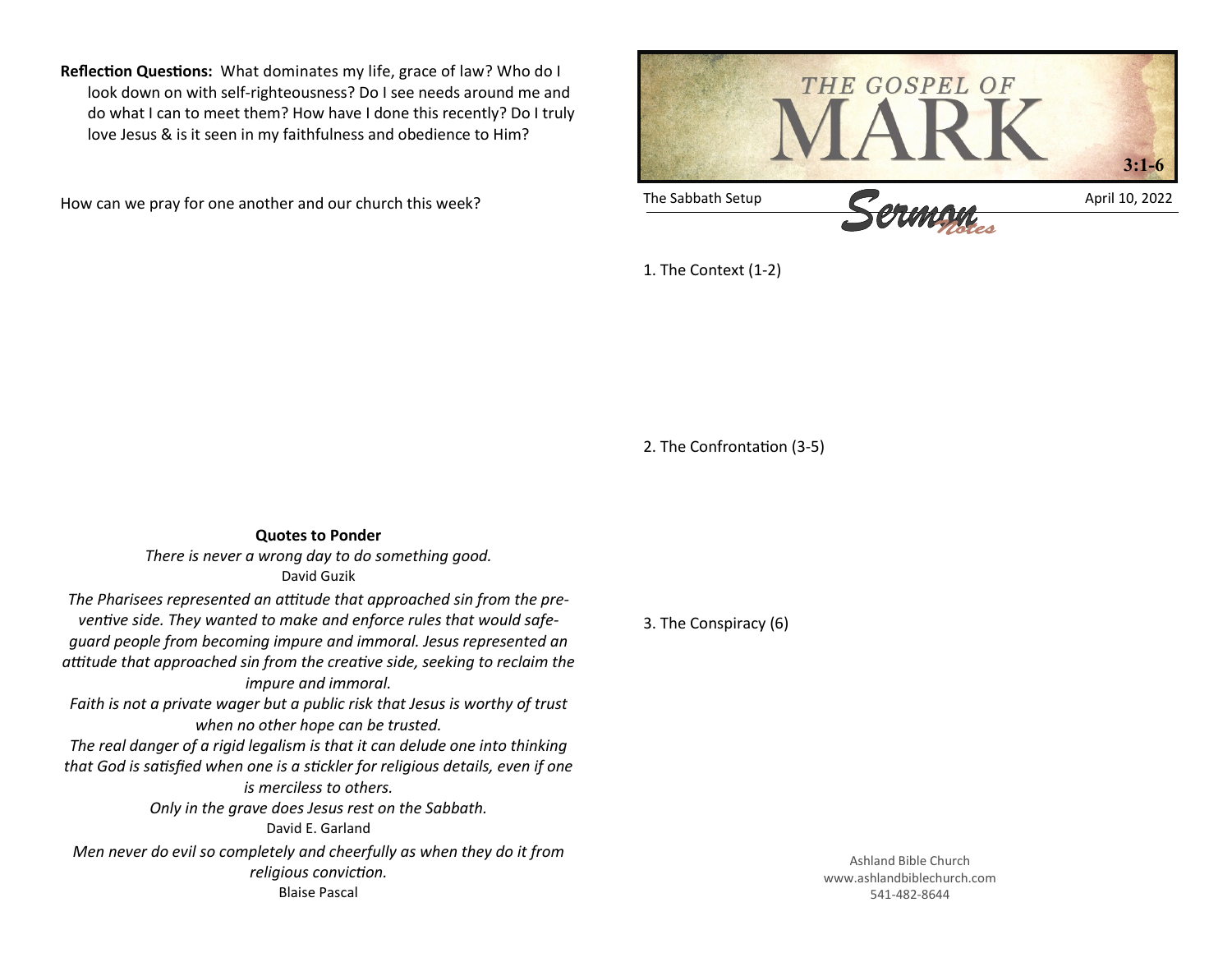# THE GOSPEL OF MARK

**3:1-6**

The Sabbath Setup — *Sermon Notes* — April 10, 2022

1. The Context (1-2)

2. The Confrontation (3-5)

3. The Conspiracy (6)

Ashland Bible Church
www.ashlandbiblechurch.com
541-482-8644

**Reflection Questions:** What dominates my life, grace of law? Who do I look down on with self-righteousness? Do I see needs around me and do what I can to meet them? How have I done this recently? Do I truly love Jesus & is it seen in my faithfulness and obedience to Him?

How can we pray for one another and our church this week?

**Quotes to Ponder**

*There is never a wrong day to do something good.*
David Guzik

*The Pharisees represented an attitude that approached sin from the preventive side. They wanted to make and enforce rules that would safeguard people from becoming impure and immoral. Jesus represented an attitude that approached sin from the creative side, seeking to reclaim the impure and immoral.*

*Faith is not a private wager but a public risk that Jesus is worthy of trust when no other hope can be trusted.*

*The real danger of a rigid legalism is that it can delude one into thinking that God is satisfied when one is a stickler for religious details, even if one is merciless to others.*

*Only in the grave does Jesus rest on the Sabbath.*
David E. Garland

*Men never do evil so completely and cheerfully as when they do it from religious conviction.*
Blaise Pascal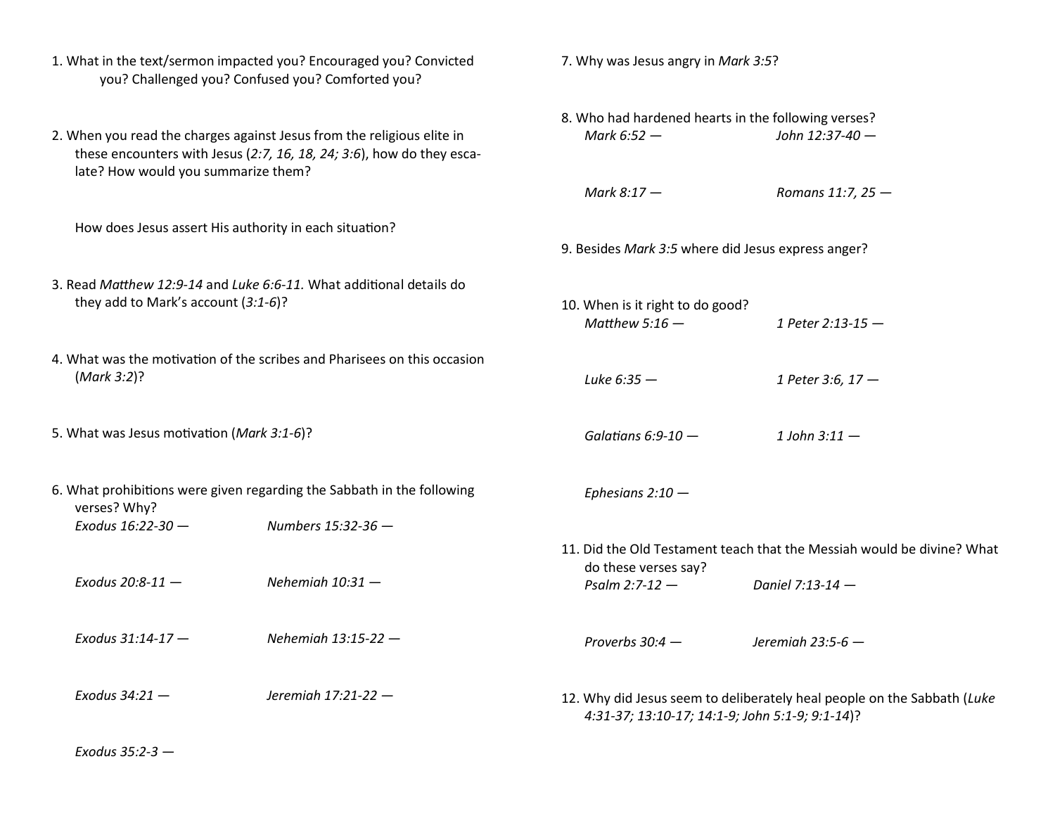1. What in the text/sermon impacted you? Encouraged you? Convicted you? Challenged you? Confused you? Comforted you?

2. When you read the charges against Jesus from the religious elite in these encounters with Jesus (*2:7, 16, 18, 24; 3:6*), how do they escalate? How would you summarize them?

   How does Jesus assert His authority in each situation?

3. Read *Matthew 12:9-14* and *Luke 6:6-11.* What additional details do they add to Mark's account (*3:1-6*)?

4. What was the motivation of the scribes and Pharisees on this occasion (*Mark 3:2*)?

5. What was Jesus motivation (*Mark 3:1-6*)?

6. What prohibitions were given regarding the Sabbath in the following verses? Why?

   *Exodus 16:22-30 —*

   *Numbers 15:32-36 —*

   *Exodus 20:8-11 —*

   *Nehemiah 10:31 —*

   *Exodus 31:14-17 —*

   *Nehemiah 13:15-22 —*

   *Exodus 34:21 —*

   *Jeremiah 17:21-22 —*

   *Exodus 35:2-3 —*

7. Why was Jesus angry in *Mark 3:5*?

8. Who had hardened hearts in the following verses?

   *Mark 6:52 —*

   *John 12:37-40 —*

   *Mark 8:17 —*

   *Romans 11:7, 25 —*

9. Besides *Mark 3:5* where did Jesus express anger?

10. When is it right to do good?

    *Matthew 5:16 —*

    *1 Peter 2:13-15 —*

    *Luke 6:35 —*

    *1 Peter 3:6, 17 —*

    *Galatians 6:9-10 —*

    *1 John 3:11 —*

    *Ephesians 2:10 —*

11. Did the Old Testament teach that the Messiah would be divine? What do these verses say?

    *Psalm 2:7-12 —*

    *Daniel 7:13-14 —*

    *Proverbs 30:4 —*

    *Jeremiah 23:5-6 —*

12. Why did Jesus seem to deliberately heal people on the Sabbath (*Luke 4:31-37; 13:10-17; 14:1-9; John 5:1-9; 9:1-14*)?